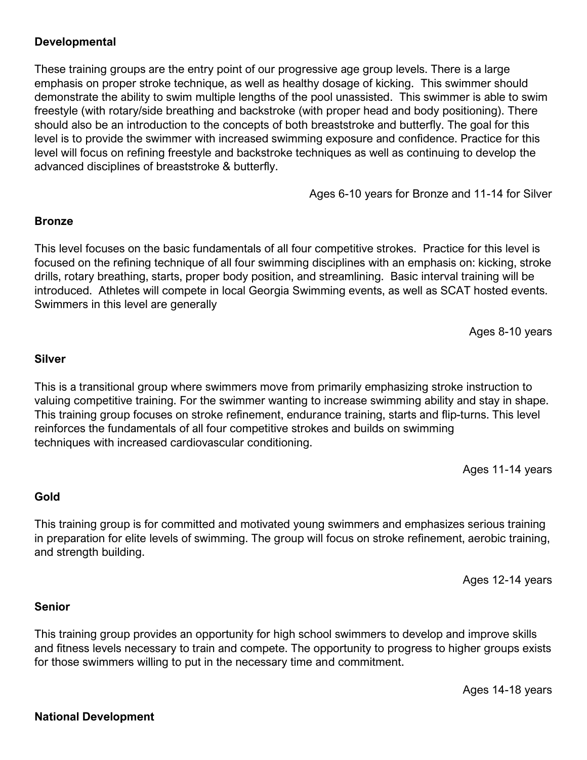**Developmental**

These training groups are the entry point of our progressive age group levels. There is a large emphasis on proper stroke technique, as well as healthy dosage of kicking. This swimmer should demonstrate the ability to swim multiple lengths of the pool unassisted. This swimmer is able to swim freestyle (with rotary/side breathing and backstroke (with proper head and body positioning). There should also be an introduction to the concepts of both breaststroke and butterfly. The goal for this level is to provide the swimmer with increased swimming exposure and confidence. Practice for this level will focus on refining freestyle and backstroke techniques as well as continuing to develop the advanced disciplines of breaststroke & butterfly.

Ages 6-10 years for Bronze and 11-14 for Silver

**Bronze**

This level focuses on the basic fundamentals of all four competitive strokes. Practice for this level is focused on the refining technique of all four swimming disciplines with an emphasis on: kicking, stroke drills, rotary breathing, starts, proper body position, and streamlining. Basic interval training will be introduced. Athletes will compete in local Georgia Swimming events, as well as SCAT hosted events. Swimmers in this level are generally

Ages 8-10 years

**Silver**

This is a transitional group where swimmers move from primarily emphasizing stroke instruction to valuing competitive training. For the swimmer wanting to increase swimming ability and stay in shape. This training group focuses on stroke refinement, endurance training, starts and flip-turns. This level reinforces the fundamentals of all four competitive strokes and builds on swimming techniques with increased cardiovascular conditioning.

Ages 11-14 years

**Gold**

This training group is for committed and motivated young swimmers and emphasizes serious training in preparation for elite levels of swimming. The group will focus on stroke refinement, aerobic training, and strength building.

Ages 12-14 years

**Senior**

This training group provides an opportunity for high school swimmers to develop and improve skills and fitness levels necessary to train and compete. The opportunity to progress to higher groups exists for those swimmers willing to put in the necessary time and commitment.

Ages 14-18 years

**National Development**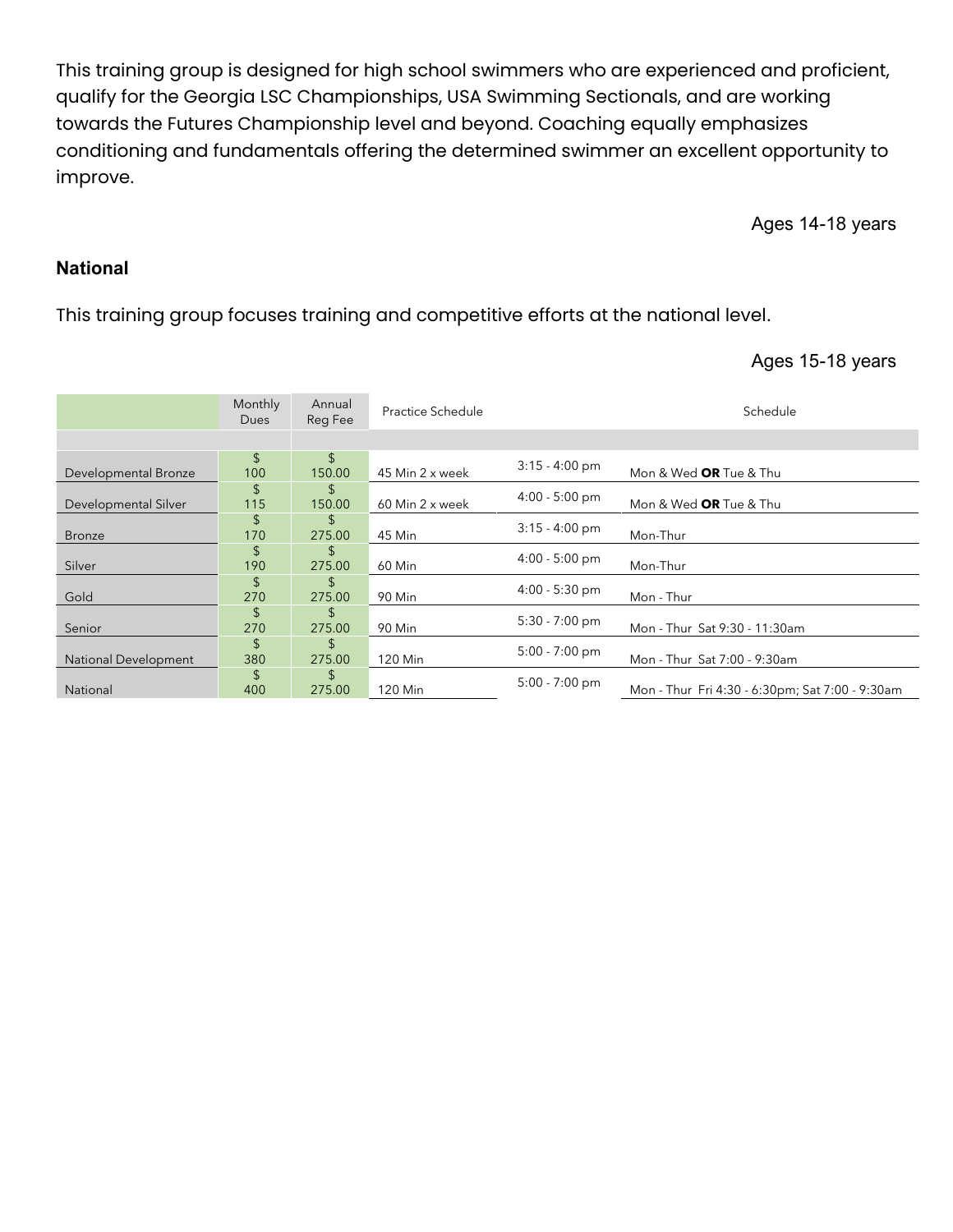This training group is designed for high school swimmers who are experienced and proficient, qualify for the Georgia LSC Championships, USA Swimming Sectionals, and are working towards the Futures Championship level and beyond. Coaching equally emphasizes conditioning and fundamentals offering the determined swimmer an excellent opportunity to improve.

Ages 14-18 years

### National

This training group focuses training and competitive efforts at the national level.

Ages 15-18 years

| | Monthly Dues | Annual Reg Fee | Practice Schedule | | Schedule |
|---|---|---|---|---|---|
| Developmental Bronze | $ 100 | $ 150.00 | 45 Min 2 x week | 3:15 - 4:00 pm | Mon & Wed **OR** Tue & Thu |
| Developmental Silver | $ 115 | $ 150.00 | 60 Min 2 x week | 4:00 - 5:00 pm | Mon & Wed **OR** Tue & Thu |
| Bronze | $ 170 | $ 275.00 | 45 Min | 3:15 - 4:00 pm | Mon-Thur |
| Silver | $ 190 | $ 275.00 | 60 Min | 4:00 - 5:00 pm | Mon-Thur |
| Gold | $ 270 | $ 275.00 | 90 Min | 4:00 - 5:30 pm | Mon - Thur |
| Senior | $ 270 | $ 275.00 | 90 Min | 5:30 - 7:00 pm | Mon - Thur Sat 9:30 - 11:30am |
| National Development | $ 380 | $ 275.00 | 120 Min | 5:00 - 7:00 pm | Mon - Thur Sat 7:00 - 9:30am |
| National | $ 400 | $ 275.00 | 120 Min | 5:00 - 7:00 pm | Mon - Thur Fri 4:30 - 6:30pm; Sat 7:00 - 9:30am |